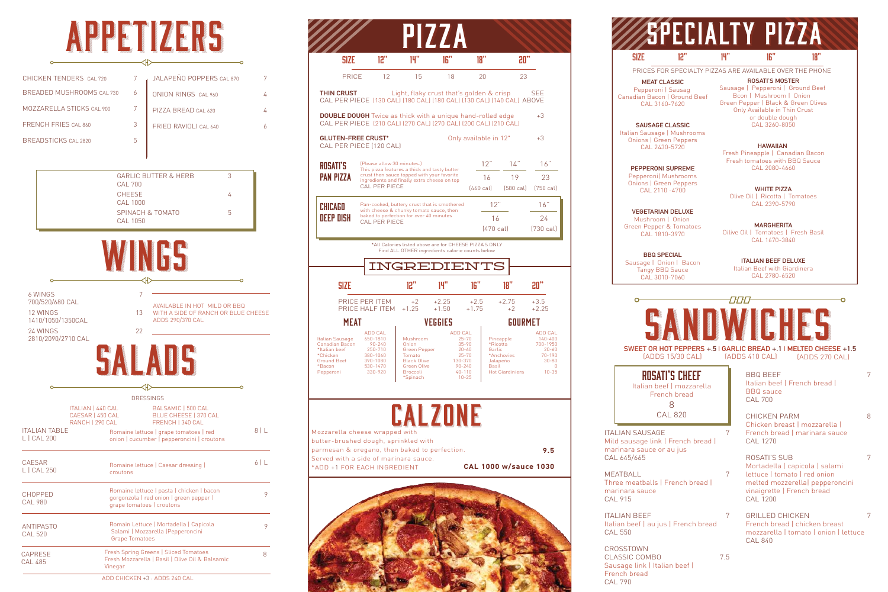# APPETIZERS

| Item | Price |
| --- | --- |
| CHICKEN TENDERS CAL 720 | 7 |
| BREADED MUSHROOMS CAL 730 | 6 |
| MOZZARELLA STICKS CAL 900 | 7 |
| FRENCH FRIES CAL 860 | 3 |
| BREADSTICKS CAL 2820 | 5 |
| JALAPEÑO POPPERS CAL 870 | 7 |
| ONION RINGS CAL 960 | 4 |
| PIZZA BREAD CAL 620 | 4 |
| FRIED RAVIOLI CAL 640 | 6 |

| Item | Price |
| --- | --- |
| GARLIC BUTTER & HERB CAL 700 | 3 |
| CHEESE CAL 1000 | 4 |
| SPINACH & TOMATO CAL 1050 | 5 |

# WINGS

| Item | Price |
| --- | --- |
| 6 WINGS 700/520/680 CAL | 7 |
| 12 WINGS 1410/1050/1350CAL | 13 |
| 24 WINGS 2810/2090/2710 CAL | 22 |

AVAILABLE IN HOT MILD OR BBQ WITH A SIDE OF RANCH OR BLUE CHEESE ADDS 290/370 CAL

# SALADS

DRESSINGS

ITALIAN | 440 CAL
CAESAR | 450 CAL
RANCH | 290 CAL
BALSAMIC | 500 CAL
BLUE CHEESE | 370 CAL
FRENCH | 340 CAL

| Salad | Ingredients | Price |
| --- | --- | --- |
| ITALIAN TABLE L \| CAL 200 | Romaine lettuce \| grape tomatoes \| red onion \| cucumber \| pepperoncini \| croutons | 8 \| L |
| CAESAR L \| CAL 250 | Romaine lettuce \| Caesar dressing \| croutons | 6 \| L |
| CHOPPED CAL 980 | Romaine lettuce \| pasta \| chicken \| bacon gorgonzola \| red onion \| green pepper \| grape tomatoes \| croutons | 9 |
| ANTIPASTO CAL 520 | Romain Lettuce \| Mortadella \| Capicola Salami \| Mozzarella \|Pepperoncini Grape Tomatoes | 9 |
| CAPRESE CAL 485 | Fresh Spring Greens \| Sliced Tomatoes Fresh Mozzarella \| Basil \| Olive Oil & Balsamic Vinegar | 8 |

ADD CHICKEN +3 : ADDS 240 CAL

# PIZZA

| SIZE | 12" | 14" | 16" | 18" | 20" |
| --- | --- | --- | --- | --- | --- |
| PRICE | 12 | 15 | 18 | 20 | 23 |

**THIN CRUST** Light, flaky crust that's golden & crisp — SEE ABOVE
CAL PER PIECE (130 CAL) (180 CAL) (180 CAL) (130 CAL) (140 CAL)

**DOUBLE DOUGH** Twice as thick with a unique hand-rolled edge — +3
CAL PER PIECE (210 CAL) (270 CAL) (270 CAL) (200 CAL) (210 CAL)

**GLUTEN-FREE CRUST*** Only available in 12" — +3
CAL PER PIECE (120 CAL)

**ROSATI'S PAN PIZZA** (Please allow 30 minutes.) This pizza features a thick and tasty butter crust then sauce topped with your favorite ingredients and finally extra cheese on top. CAL PER PIECE

| 12" | 14" | 16" |
| --- | --- | --- |
| 16 | 19 | 23 |
| (460 cal) | (580 cal) | (750 cal) |

**CHICAGO DEEP DISH** Pan-cooked, buttery crust that is smothered with cheese & chunky tomato sauce, then baked to perfection for over 40 minutes. CAL PER PIECE

| 12" | 16" |
| --- | --- |
| 16 | 24 |
| (470 cal) | (730 cal) |

*All Calories listed above are for CHEESE PIZZA'S ONLY
Find ALL OTHER ingredients calorie counts below

## INGREDIENTS

| SIZE | 12" | 14" | 16" | 18" | 20" |
| --- | --- | --- | --- | --- | --- |
| PRICE PER ITEM | +2 | +2.25 | +2.5 | +2.75 | +3.5 |
| PRICE HALF ITEM | +1.25 | +1.50 | +1.75 | +2 | +2.25 |

| MEAT | ADD CAL | VEGGIES | ADD CAL | GOURMET | ADD CAL |
| --- | --- | --- | --- | --- | --- |
| Italian Sausage | 650-1810 | Mushroom | 25-70 | Pineapple | 140-400 |
| Canadian Bacon | 90-240 | Onion | 35-90 | *Ricotta | 700-1950 |
| *Italian beef | 250-710 | Green Pepper | 20-60 | Garlic | 20-60 |
| *Chicken | 380-1060 | Tomato | 25-70 | *Anchovies | 70-190 |
| Ground Beef | 390-1080 | Black Olive | 130-370 | Jalapeño | 30-80 |
| *Bacon | 530-1470 | Green Olive | 90-240 | Basil | 0 |
| Pepperoni | 330-920 | Broccoli | 40-110 | Hot Giardiniera | 10-35 |
| | | *Spinach | 10-25 | | |

# CALZONE

Mozzarella cheese wrapped with butter-brushed dough, sprinkled with parmesan & oregano, then baked to perfection. **9.5**
Served with a side of marinara sauce.
*ADD +1 FOR EACH INGREDIENT — **CAL 1000 w/sauce 1030**

# SPECIALTY PIZZA

| SIZE | 12" | 14" | 16" | 18" |
| --- | --- | --- | --- | --- |

PRICES FOR SPECIALTY PIZZAS ARE AVAILABLE OVER THE PHONE

**MEAT CLASSIC**
Pepperoni | Sausag
Canadian Bacon | Ground Beef
CAL 3160-7620

**SAUSAGE CLASSIC**
Italian Sausage | Mushrooms
Onions | Green Peppers
CAL 2430-5720

**PEPPERONI SUPREME**
Pepperoni| Mushrooms
Onions | Green Peppers
CAL 2110 -4700

**VEGETARIAN DELUXE**
Mushroom | Onion
Green Pepper & Tomatoes
CAL 1810-3970

**BBQ SPECIAL**
Sausage | Onion | Bacon
Tangy BBQ Sauce
CAL 3010-7060

**ROSATI'S MOSTER**
Sausage | Pepperoni | Ground Beef
Bcon | Mushroom | Onion
Green Pepper | Black & Green Olives
Only Available in Thin Crust or double dough
CAL 3260-8050

**HAWAIIAN**
Fresh Pineapple | Canadian Bacon
Fresh tomatoes with BBQ Sauce
CAL 2080-4660

**WHITE PIZZA**
Olive Oil | Ricotta | Tomatoes
CAL 2390-5790

**MARGHERITA**
Oilive Oil | Tomatoes | Fresh Basil
CAL 1670-3840

**ITALIAN BEEF DELUXE**
Italian Beef with Giardinera
CAL 2780-6520

# SANDWICHES

SWEET OR HOT PEPPERS +.5 (ADDS 15/30 CAL) | GARLIC BREAD +.1 (ADDS 410 CAL) | MELTED CHEESE +1.5 (ADDS 270 CAL)

**ROSATI'S CHEEF**
Italian beef | mozzarella
French bread
8
CAL 820

| Sandwich | Description | Price |
| --- | --- | --- |
| ITALIAN SAUSAGE | Mild sausage link \| French bread \| marinara sauce or au jus CAL 645/665 | 7 |
| MEATBALL | Three meatballs \| French bread \| marinara sauce CAL 915 | 7 |
| ITALIAN BEEF | Italian beef \| au jus \| French bread CAL 550 | 7 |
| CROSSTOWN CLASSIC COMBO | Sausage link \| Italian beef \| French bread CAL 790 | 7.5 |
| BBQ BEEF | Italian beef \| French bread \| BBQ sauce CAL 700 | 7 |
| CHICKEN PARM | Chicken breast \| mozzarella \| French bread \| marinara sauce CAL 1270 | 8 |
| ROSATI'S SUB | Mortadella \| capicola \| salami lettuce \| tomato \| red onion melted mozzerella\| pepperoncini vinaigrette \| French bread CAL 1200 | 7 |
| GRILLED CHICKEN | French bread \| chicken breast mozzarella \| tomato \| onion \| lettuce CAL 840 | 7 |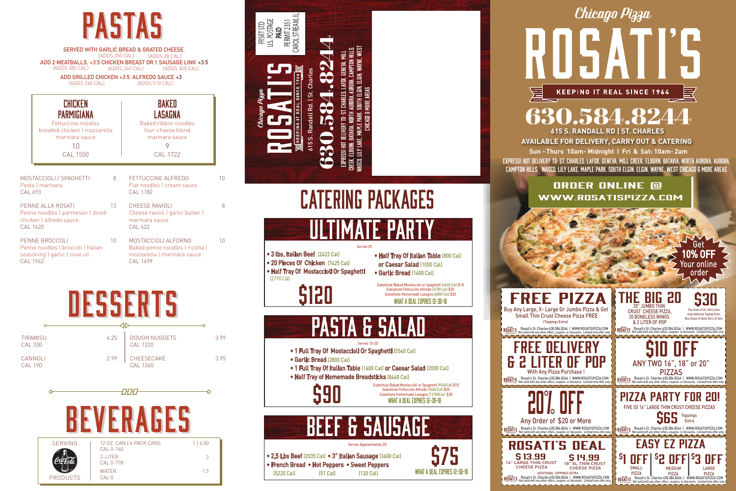# PASTAS

SERVED WITH GARLIC BREAD & GRATED CHEESE.
(ADDS 350 CAL) (ADDS 28 CAL)
ADD 2 MEATBALLS. +3.5 CHICKEN BREAST OR 1 SAUSAGE LINK +3.5
(ADDS 380 CAL) (ADDS 240 CAL) (ADDS 360 CAL)
ADD GRILLED CHICKEN +3.5 ALFREDO SAUCE +3
(ADDS 240 CAL) (ADDS 510 CAL)

**CHICKEN PARMIGIANA**
Fettuccine noodles
breaded chicken | mozzarella
marinara sauce
10
CAL 1550

**BAKED LASAGNA**
Baked ribbon noodles
four-cheese blend
marinara sauce
9
CAL 1722

MOSTACCIOLI / SPAGHETTI 8
Pasta | marinara
CAL 693

PENNE ALLA ROSATI 13
Penne noodles | parmesan | diced chicken | alfredo sauce
CAL 1420

PENNE BROCCOLI 10
Penne noodles | broccoli | Italian seasoning | garlic | olive oil
CAL 1942

FETTUCCINE ALFREDO 10
Flat noodles | cream sauce
CAL 1182

CHEESE RAVIOLI 8
Cheese ravioli | garlic butter | marinara sauce
CAL 422

MOSTACCIOLI ALFORNO 10
Baked penne noodles | ricotta | mozzarella | marinara sauce
CAL 1499

# DESSERTS

| | | | |
|---|---|---|---|
| TIRAMISU CAL 330 | 4.25 | DOUGH NUGGETS CAL 1220 | 3.99 |
| CANNOLI CAL 190 | 2.99 | CHEESECAKE CAL 1260 | 3.95 |

# BEVERAGES

| SERVING | | |
|---|---|---|
| | 12 OZ. CAN \| 6 PACK CANS CAL 0-140 | 1 \| 4.50 |
| | 2-LITER CAL 0-778 | 3 |
| PRODUCTS | WATER CAL 0 | 1.5 |

PRSRT STD
U.S. POSTAGE
PAID
PERMIT 2351
CAROL STREAM, IL

Chicago Pizza
ROSATI'S
KEEPING IT REAL SINCE 1964
615 S. Randall Rd. | St. Charles
630.584.8244
EXPRESS! HOT DELIVERY TO: ST. CHARLES, LAFOX, GENEVA, MILL CREEK, ELBURN, BATAVIA, NORTH AURORA, AURORA, CAMPTON HILLS, WASCO, LILY LAKE, MAPLE PARK, SOUTH ELGIN, ELGIN, WAYNE, WEST CHICAGO & MORE AREAS

# CATERING PACKAGES

## ULTIMATE PARTY

Serves 25

- 3 lbs. Italian Beef (2422 Cal)
- 20 Pieces Of Chicken (7425 Cal)
- Half Tray Of Mostaccioli Or Spaghetti (2770 Cal)
- Half Tray Of Italian Table (800 Cal) or Caesar Salad (1000 Cal)
- Garlic Bread (1400 Cal)

$120

Substitute Baked Mostaccioli or Spaghetti (4620 Cal) $10
Substitute Fettuccine Alfredo (4730 Cal) $20
Substitute Homemade Lasagna (6050 Cal) $30
WHAT A DEAL EXPIRES 12-30-18

## PASTA & SALAD

Serves 10-20

- 1 Full Tray Of Mostaccioli Or Spaghetti (5540 Cal)
- Garlic Bread (2800 Cal)
- 1 Full Tray Of Italian Table (1600 Cal) or Caesar Salad (2000 Cal)
- Half Tray of Homemade Breadsticks (8460 Cal)

$90

Substitute Baked Mostaccioli or Spaghetti (9240Cal) $10
Substitute Fettuccine Alfredo (9460 Cal) $20
Substitute Homemade Lasagna (12100Cal) $30
WHAT A DEAL EXPIRES 12-30-18

## BEEF & SAUSAGE

Serves Approximately 20

- 2.5 Lbs Beef (2035 Cal) • 3" Italian Sausage (3600 Cal)
- French Bread • Hot Peppers • Sweet Peppers
(5220 Cal) (51 Cal) (120 Cal)

$75
WHAT A DEAL EXPIRES 12-30-18

Chicago Pizza
# ROSATI'S
KEEPING IT REAL SINCE 1964

# 630.584.8244

615 S. RANDALL RD | ST. CHARLES
AVAILABLE FOR DELIVERY, CARRY OUT & CATERING
Sun - Thurs 10am- Midnight I Fri & Sat: 10am- 2am
EXPRESS! HOT DELIVERY TO: ST. CHARLES, LAFOX, GENEVA, MILL CREEK, ELBURN, BATAVIA, NORTH AURORA, AURORA, CAMPTON HILLS, WASCO, LILY LAKE, MAPLE PARK, SOUTH ELGIN, ELGIN, WAYNE, WEST CHICAGO & MORE AREAS

ORDER ONLINE @ WWW.ROSATISPIZZA.COM

Get 10% OFF Your online order

**FREE PIZZA**
Buy Any Large, X- Large Or Jumbo Pizza & Get Small Thin Crust Cheese Pizza FREE
(Toppings Extra)
Rosati's St. Charles 630.584.8244 | WWW.ROSATISPIZZA.COM
Not valid with any other offers, coupons or discounts. Limited time offer only.

**THE BIG 20 $30**
20" JUMBO THIN CRUST CHEESE PIZZA, 20 BONELESS WINGS & 2 LITER OF POP
Your choice of hot, mild or plain wings Additional Toppings Extra. Bleu Cheese Or Ranch Extra $1 Each
Rosati's St. Charles 630.584.8244 | WWW.ROSATISPIZZA.COM
Not valid with any other offers, coupons or discounts. Limited time offer only.

**FREE DELIVERY & 2 LITER OF POP**
With Any Pizza Purchase !
Rosati's St. Charles 630.584.8244 | WWW.ROSATISPIZZA.COM
Not valid with any other offers, coupons or discounts. Limited time offer only.

**$10 OFF**
ANY TWO 16", 18" or 20" PIZZAS
Rosati's St. Charles 630.584.8244 | WWW.ROSATISPIZZA.COM
Not valid with any other offers, coupons or discounts. Limited time offer only.

**20% OFF**
Any Order of $20 or More
Rosati's St. Charles 630.584.8244 | WWW.ROSATISPIZZA.COM
Not valid with any other offers, coupons or discounts. Limited time offer only.

**PIZZA PARTY FOR 20!**
FIVE (5) 16" LARGE THIN CRUST CHEESE PIZZAS
$65 Toppings Extra
Rosati's St. Charles 630.584.8244 | WWW.ROSATISPIZZA.COM
Not valid with any other offers, coupons or discounts. Limited time offer only.

**ROSATI'S DEAL**
$13.99 16" LARGE THIN CRUST CHEESE PIZZA
$14.99 18" XL THIN CRUST CHEESE PIZZA
ADDITIONAL TOPPINGS EXTRA
Rosati's St. Charles 630.584.8244 | WWW.ROSATISPIZZA.COM
Not valid with any other offers, coupons or discounts. Limited time offer only.

**EASY EZ PIZZA**
$1 OFF SMALL PIZZA | $2 OFF MEDIUM PIZZA | $3 OFF LARGE PIZZA
Rosati's St. Charles 630.584.8244 | WWW.ROSATISPIZZA.COM
Not valid with any other offers, coupons or discounts. Limited time offer only.